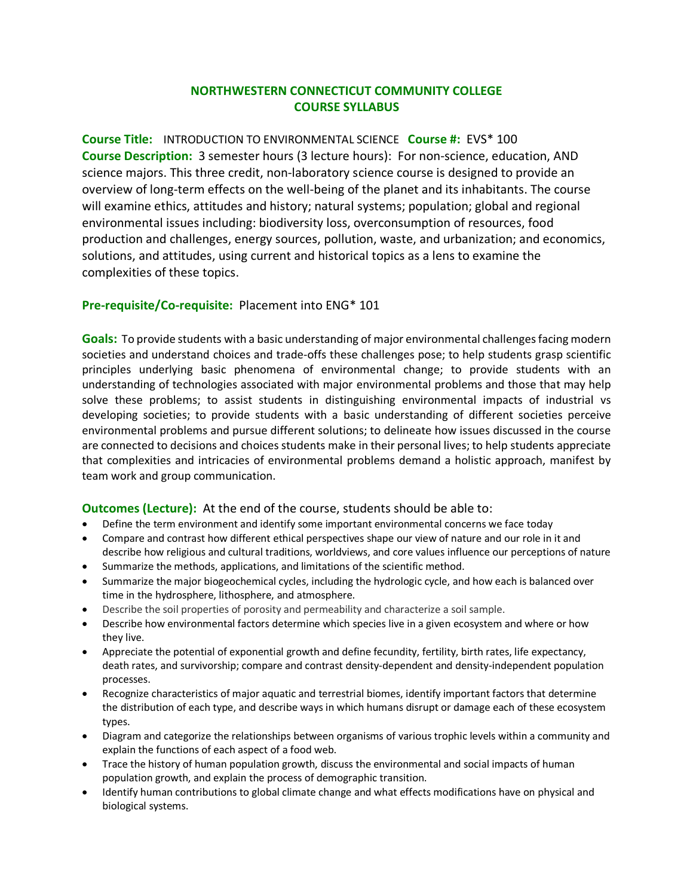# NORTHWESTERN CONNECTICUT COMMUNITY COLLEGE
## COURSE SYLLABUS

**Course Title:** INTRODUCTION TO ENVIRONMENTAL SCIENCE **Course #:** EVS* 100

**Course Description:** 3 semester hours (3 lecture hours): For non-science, education, AND science majors. This three credit, non-laboratory science course is designed to provide an overview of long-term effects on the well-being of the planet and its inhabitants. The course will examine ethics, attitudes and history; natural systems; population; global and regional environmental issues including: biodiversity loss, overconsumption of resources, food production and challenges, energy sources, pollution, waste, and urbanization; and economics, solutions, and attitudes, using current and historical topics as a lens to examine the complexities of these topics.

**Pre-requisite/Co-requisite:** Placement into ENG* 101

**Goals:** To provide students with a basic understanding of major environmental challenges facing modern societies and understand choices and trade-offs these challenges pose; to help students grasp scientific principles underlying basic phenomena of environmental change; to provide students with an understanding of technologies associated with major environmental problems and those that may help solve these problems; to assist students in distinguishing environmental impacts of industrial vs developing societies; to provide students with a basic understanding of different societies perceive environmental problems and pursue different solutions; to delineate how issues discussed in the course are connected to decisions and choices students make in their personal lives; to help students appreciate that complexities and intricacies of environmental problems demand a holistic approach, manifest by team work and group communication.

**Outcomes (Lecture):** At the end of the course, students should be able to:

- Define the term environment and identify some important environmental concerns we face today
- Compare and contrast how different ethical perspectives shape our view of nature and our role in it and describe how religious and cultural traditions, worldviews, and core values influence our perceptions of nature
- Summarize the methods, applications, and limitations of the scientific method.
- Summarize the major biogeochemical cycles, including the hydrologic cycle, and how each is balanced over time in the hydrosphere, lithosphere, and atmosphere.
- Describe the soil properties of porosity and permeability and characterize a soil sample.
- Describe how environmental factors determine which species live in a given ecosystem and where or how they live.
- Appreciate the potential of exponential growth and define fecundity, fertility, birth rates, life expectancy, death rates, and survivorship; compare and contrast density-dependent and density-independent population processes.
- Recognize characteristics of major aquatic and terrestrial biomes, identify important factors that determine the distribution of each type, and describe ways in which humans disrupt or damage each of these ecosystem types.
- Diagram and categorize the relationships between organisms of various trophic levels within a community and explain the functions of each aspect of a food web.
- Trace the history of human population growth, discuss the environmental and social impacts of human population growth, and explain the process of demographic transition.
- Identify human contributions to global climate change and what effects modifications have on physical and biological systems.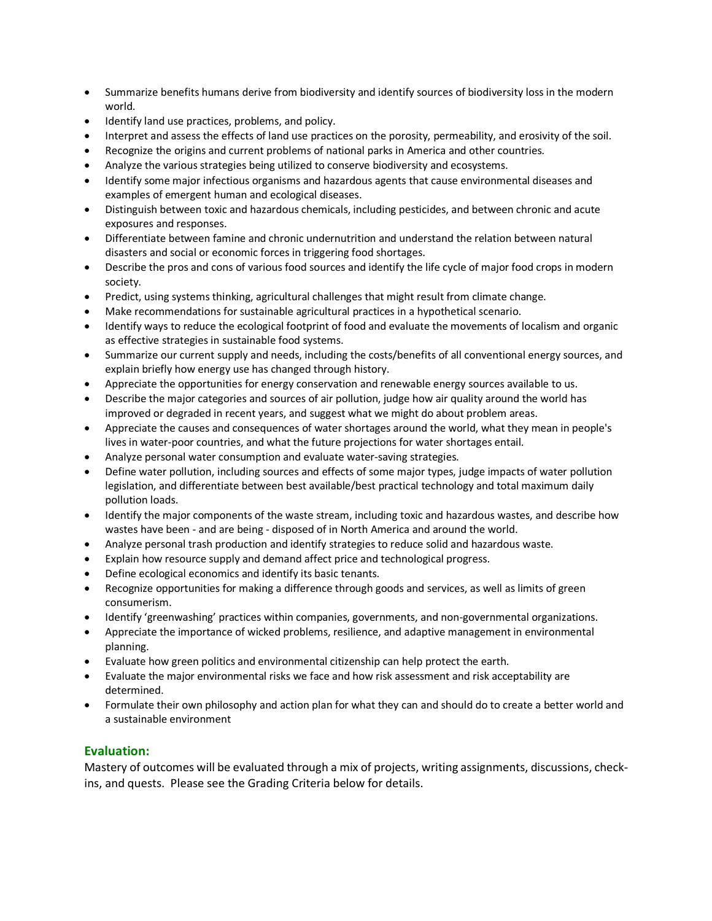- Summarize benefits humans derive from biodiversity and identify sources of biodiversity loss in the modern world.
- Identify land use practices, problems, and policy.
- Interpret and assess the effects of land use practices on the porosity, permeability, and erosivity of the soil.
- Recognize the origins and current problems of national parks in America and other countries.
- Analyze the various strategies being utilized to conserve biodiversity and ecosystems.
- Identify some major infectious organisms and hazardous agents that cause environmental diseases and examples of emergent human and ecological diseases.
- Distinguish between toxic and hazardous chemicals, including pesticides, and between chronic and acute exposures and responses.
- Differentiate between famine and chronic undernutrition and understand the relation between natural disasters and social or economic forces in triggering food shortages.
- Describe the pros and cons of various food sources and identify the life cycle of major food crops in modern society.
- Predict, using systems thinking, agricultural challenges that might result from climate change.
- Make recommendations for sustainable agricultural practices in a hypothetical scenario.
- Identify ways to reduce the ecological footprint of food and evaluate the movements of localism and organic as effective strategies in sustainable food systems.
- Summarize our current supply and needs, including the costs/benefits of all conventional energy sources, and explain briefly how energy use has changed through history.
- Appreciate the opportunities for energy conservation and renewable energy sources available to us.
- Describe the major categories and sources of air pollution, judge how air quality around the world has improved or degraded in recent years, and suggest what we might do about problem areas.
- Appreciate the causes and consequences of water shortages around the world, what they mean in people's lives in water-poor countries, and what the future projections for water shortages entail.
- Analyze personal water consumption and evaluate water-saving strategies.
- Define water pollution, including sources and effects of some major types, judge impacts of water pollution legislation, and differentiate between best available/best practical technology and total maximum daily pollution loads.
- Identify the major components of the waste stream, including toxic and hazardous wastes, and describe how wastes have been - and are being - disposed of in North America and around the world.
- Analyze personal trash production and identify strategies to reduce solid and hazardous waste.
- Explain how resource supply and demand affect price and technological progress.
- Define ecological economics and identify its basic tenants.
- Recognize opportunities for making a difference through goods and services, as well as limits of green consumerism.
- Identify 'greenwashing' practices within companies, governments, and non-governmental organizations.
- Appreciate the importance of wicked problems, resilience, and adaptive management in environmental planning.
- Evaluate how green politics and environmental citizenship can help protect the earth.
- Evaluate the major environmental risks we face and how risk assessment and risk acceptability are determined.
- Formulate their own philosophy and action plan for what they can and should do to create a better world and a sustainable environment

## Evaluation:

Mastery of outcomes will be evaluated through a mix of projects, writing assignments, discussions, check-ins, and quests. Please see the Grading Criteria below for details.